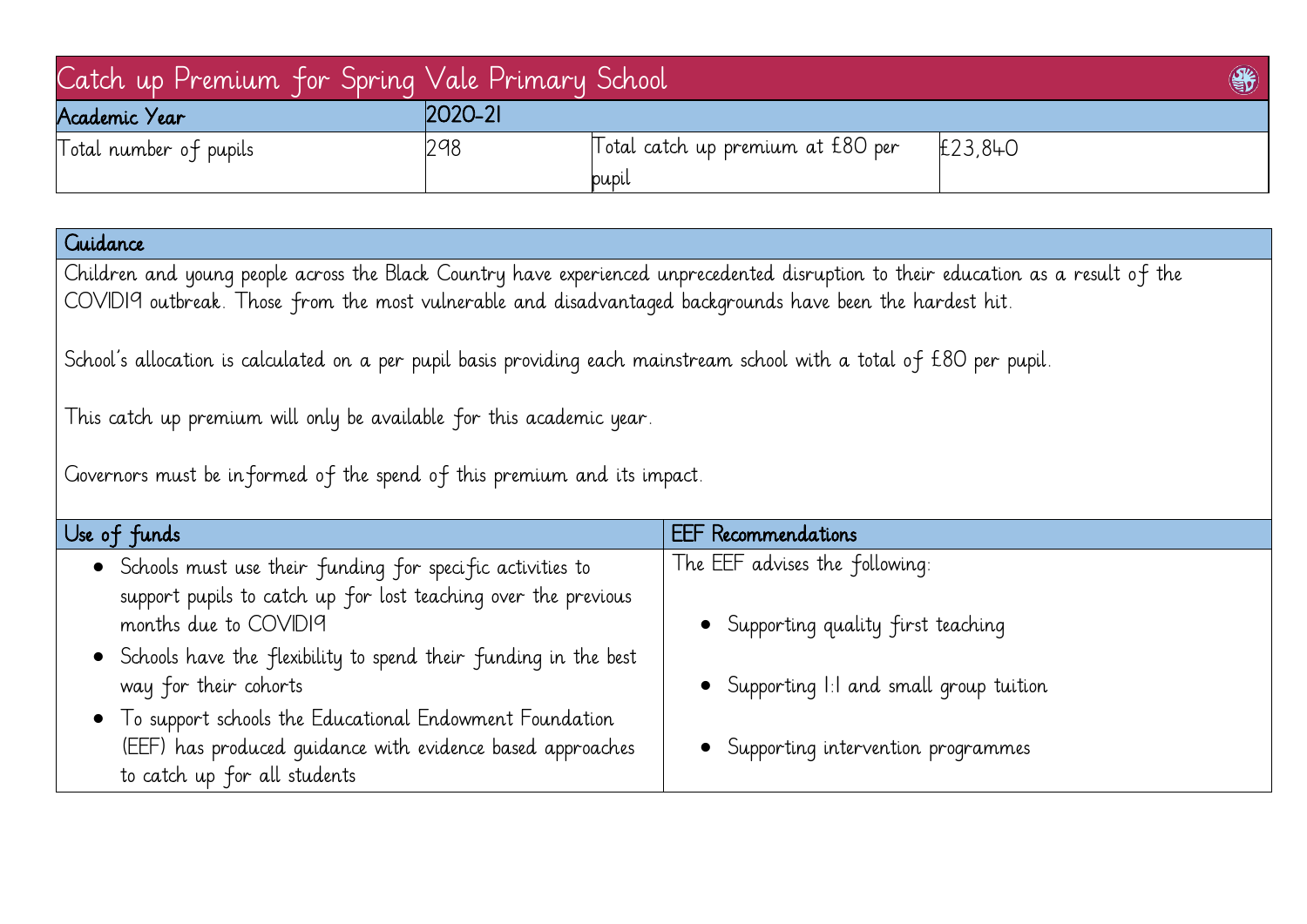# Catch up Premium for Spring Vale Primary School

| Academic Year | 2020-21 | | |
|---|---|---|---|
| Total number of pupils | 298 | Total catch up premium at £80 per pupil | £23,840 |

## Guidance

Children and young people across the Black Country have experienced unprecedented disruption to their education as a result of the COVID19 outbreak. Those from the most vulnerable and disadvantaged backgrounds have been the hardest hit.

School's allocation is calculated on a per pupil basis providing each mainstream school with a total of £80 per pupil.

This catch up premium will only be available for this academic year.

Governors must be informed of the spend of this premium and its impact.

| Use of funds | EEF Recommendations |
|---|---|
| • Schools must use their funding for specific activities to support pupils to catch up for lost teaching over the previous months due to COVID19<br>• Schools have the flexibility to spend their funding in the best way for their cohorts<br>• To support schools the Educational Endowment Foundation (EEF) has produced guidance with evidence based approaches to catch up for all students | The EEF advises the following:<br>• Supporting quality first teaching<br>• Supporting 1:1 and small group tuition<br>• Supporting intervention programmes |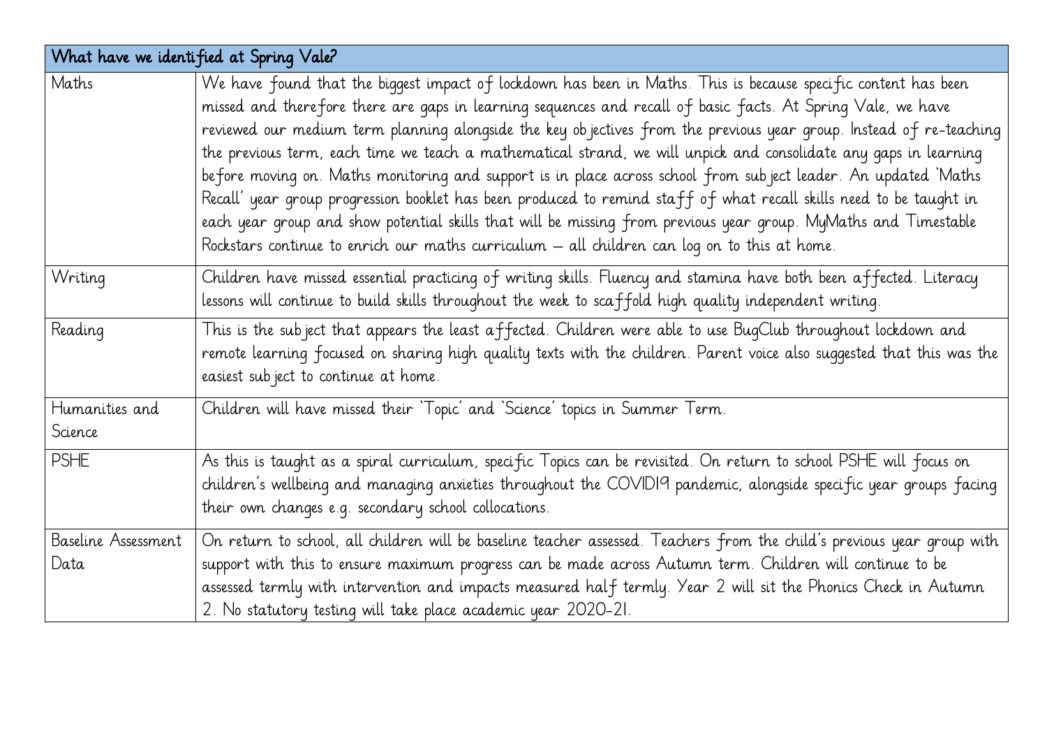| What have we identified at Spring Vale? | |
|---|---|
| Maths | We have found that the biggest impact of lockdown has been in Maths. This is because specific content has been missed and therefore there are gaps in learning sequences and recall of basic facts. At Spring Vale, we have reviewed our medium term planning alongside the key objectives from the previous year group. Instead of re-teaching the previous term, each time we teach a mathematical strand, we will unpick and consolidate any gaps in learning before moving on. Maths monitoring and support is in place across school from subject leader. An updated 'Maths Recall' year group progression booklet has been produced to remind staff of what recall skills need to be taught in each year group and show potential skills that will be missing from previous year group. MyMaths and Timestable Rockstars continue to enrich our maths curriculum – all children can log on to this at home. |
| Writing | Children have missed essential practicing of writing skills. Fluency and stamina have both been affected. Literacy lessons will continue to build skills throughout the week to scaffold high quality independent writing. |
| Reading | This is the subject that appears the least affected. Children were able to use BugClub throughout lockdown and remote learning focused on sharing high quality texts with the children. Parent voice also suggested that this was the easiest subject to continue at home. |
| Humanities and Science | Children will have missed their 'Topic' and 'Science' topics in Summer Term. |
| PSHE | As this is taught as a spiral curriculum, specific Topics can be revisited. On return to school PSHE will focus on children's wellbeing and managing anxieties throughout the COVID19 pandemic, alongside specific year groups facing their own changes e.g. secondary school collocations. |
| Baseline Assessment Data | On return to school, all children will be baseline teacher assessed. Teachers from the child's previous year group with support with this to ensure maximum progress can be made across Autumn term. Children will continue to be assessed termly with intervention and impacts measured half termly. Year 2 will sit the Phonics Check in Autumn 2. No statutory testing will take place academic year 2020-21. |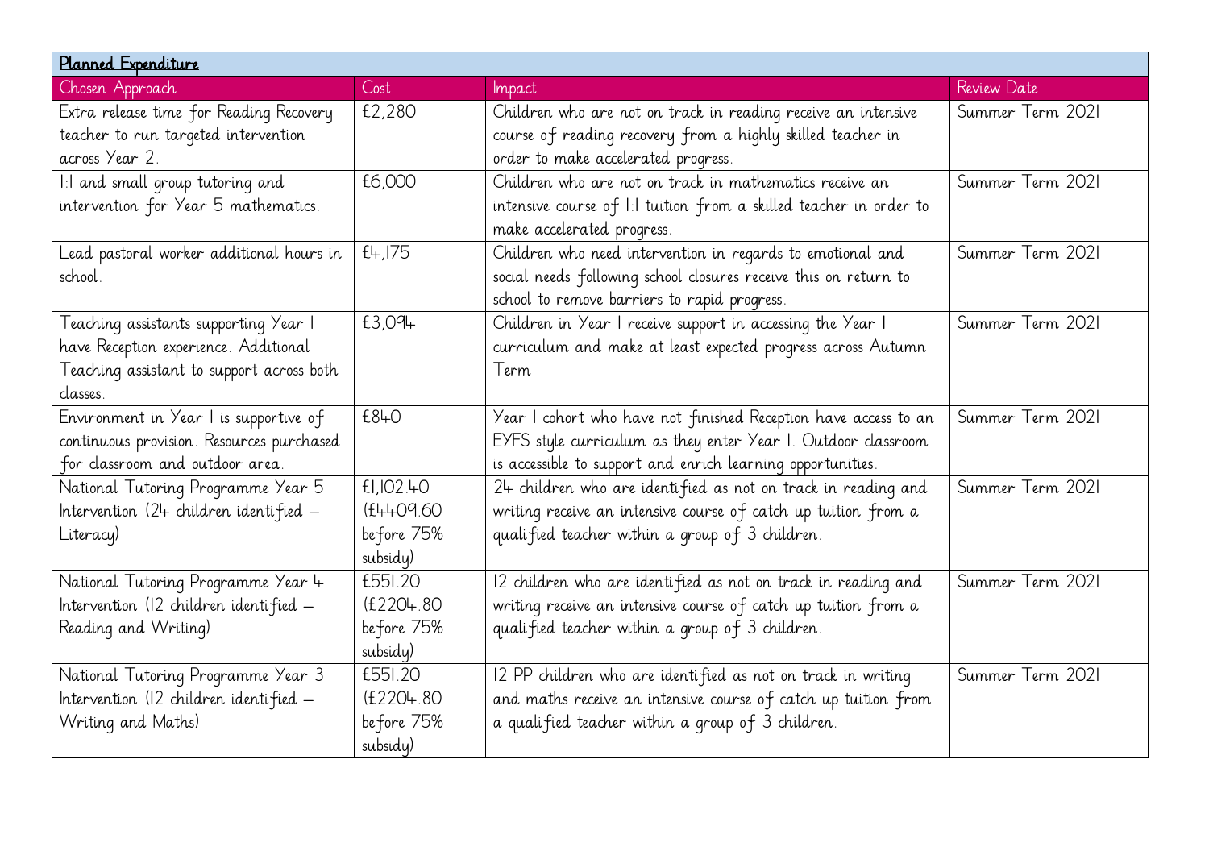| Planned Expenditure | | | |
|---|---|---|---|
| Chosen Approach | Cost | Impact | Review Date |
| Extra release time for Reading Recovery teacher to run targeted intervention across Year 2. | £2,280 | Children who are not on track in reading receive an intensive course of reading recovery from a highly skilled teacher in order to make accelerated progress. | Summer Term 2021 |
| 1:1 and small group tutoring and intervention for Year 5 mathematics. | £6,000 | Children who are not on track in mathematics receive an intensive course of 1:1 tuition from a skilled teacher in order to make accelerated progress. | Summer Term 2021 |
| Lead pastoral worker additional hours in school. | £4,175 | Children who need intervention in regards to emotional and social needs following school closures receive this on return to school to remove barriers to rapid progress. | Summer Term 2021 |
| Teaching assistants supporting Year 1 have Reception experience. Additional Teaching assistant to support across both classes. | £3,094 | Children in Year 1 receive support in accessing the Year 1 curriculum and make at least expected progress across Autumn Term | Summer Term 2021 |
| Environment in Year 1 is supportive of continuous provision. Resources purchased for classroom and outdoor area. | £840 | Year 1 cohort who have not finished Reception have access to an EYFS style curriculum as they enter Year 1. Outdoor classroom is accessible to support and enrich learning opportunities. | Summer Term 2021 |
| National Tutoring Programme Year 5 Intervention (24 children identified – Literacy) | £1,102.40 (£4409.60 before 75% subsidy) | 24 children who are identified as not on track in reading and writing receive an intensive course of catch up tuition from a qualified teacher within a group of 3 children. | Summer Term 2021 |
| National Tutoring Programme Year 4 Intervention (12 children identified – Reading and Writing) | £551.20 (£2204.80 before 75% subsidy) | 12 children who are identified as not on track in reading and writing receive an intensive course of catch up tuition from a qualified teacher within a group of 3 children. | Summer Term 2021 |
| National Tutoring Programme Year 3 Intervention (12 children identified – Writing and Maths) | £551.20 (£2204.80 before 75% subsidy) | 12 PP children who are identified as not on track in writing and maths receive an intensive course of catch up tuition from a qualified teacher within a group of 3 children. | Summer Term 2021 |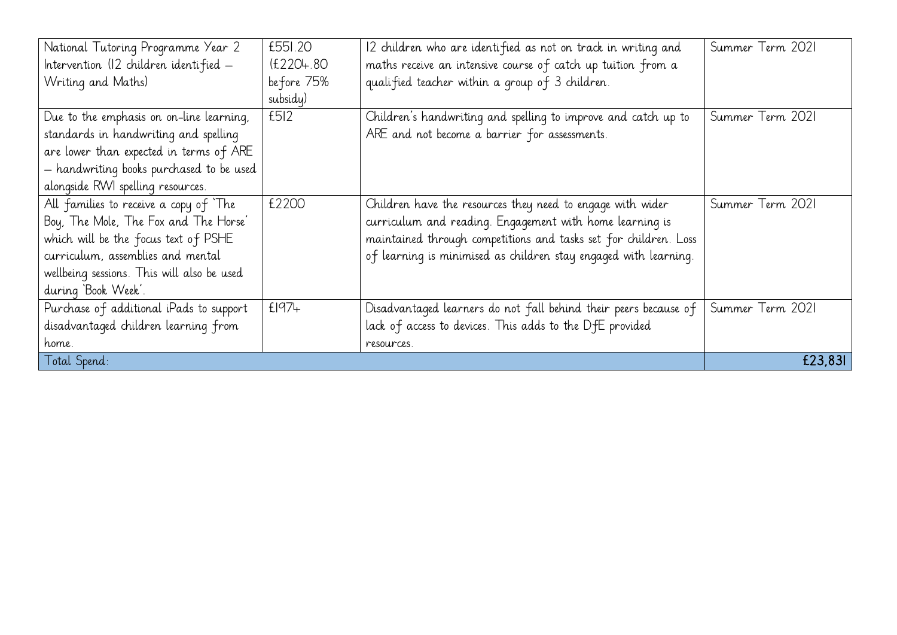| | | | |
|---|---|---|---|
| National Tutoring Programme Year 2 Intervention (12 children identified – Writing and Maths) | £551.20 (£2204.80 before 75% subsidy) | 12 children who are identified as not on track in writing and maths receive an intensive course of catch up tuition from a qualified teacher within a group of 3 children. | Summer Term 2021 |
| Due to the emphasis on on-line learning, standards in handwriting and spelling are lower than expected in terms of ARE – handwriting books purchased to be used alongside RWI spelling resources. | £512 | Children's handwriting and spelling to improve and catch up to ARE and not become a barrier for assessments. | Summer Term 2021 |
| All families to receive a copy of 'The Boy, The Mole, The Fox and The Horse' which will be the focus text of PSHE curriculum, assemblies and mental wellbeing sessions. This will also be used during 'Book Week'. | £2200 | Children have the resources they need to engage with wider curriculum and reading. Engagement with home learning is maintained through competitions and tasks set for children. Loss of learning is minimised as children stay engaged with learning. | Summer Term 2021 |
| Purchase of additional iPads to support disadvantaged children learning from home. | £1974 | Disadvantaged learners do not fall behind their peers because of lack of access to devices. This adds to the DfE provided resources. | Summer Term 2021 |
| Total Spend: | | | **£23,831** |